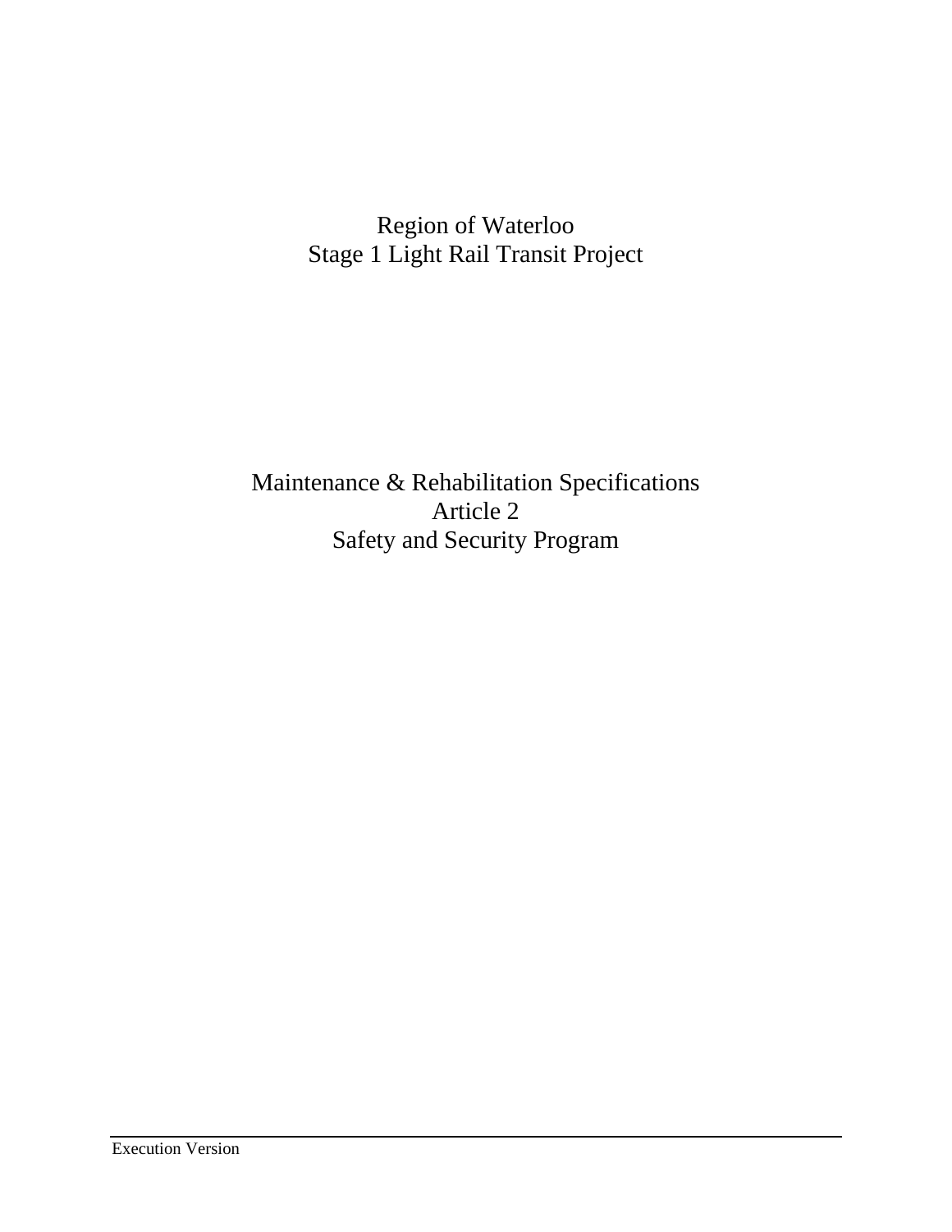# Region of Waterloo
# Stage 1 Light Rail Transit Project

## Maintenance & Rehabilitation Specifications
## Article 2
## Safety and Security Program

Execution Version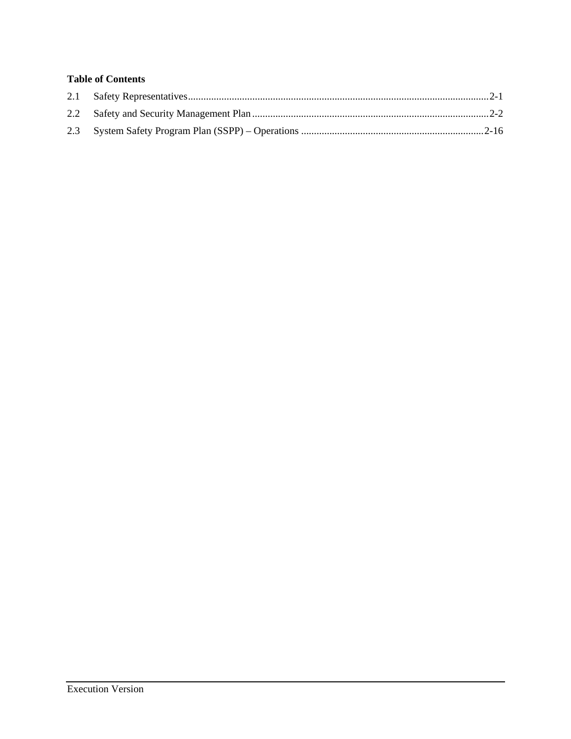**Table of Contents**

2.1 Safety Representatives ........................................................................................................ 2-1

2.2 Safety and Security Management Plan ................................................................................. 2-2

2.3 System Safety Program Plan (SSPP) – Operations ............................................................. 2-16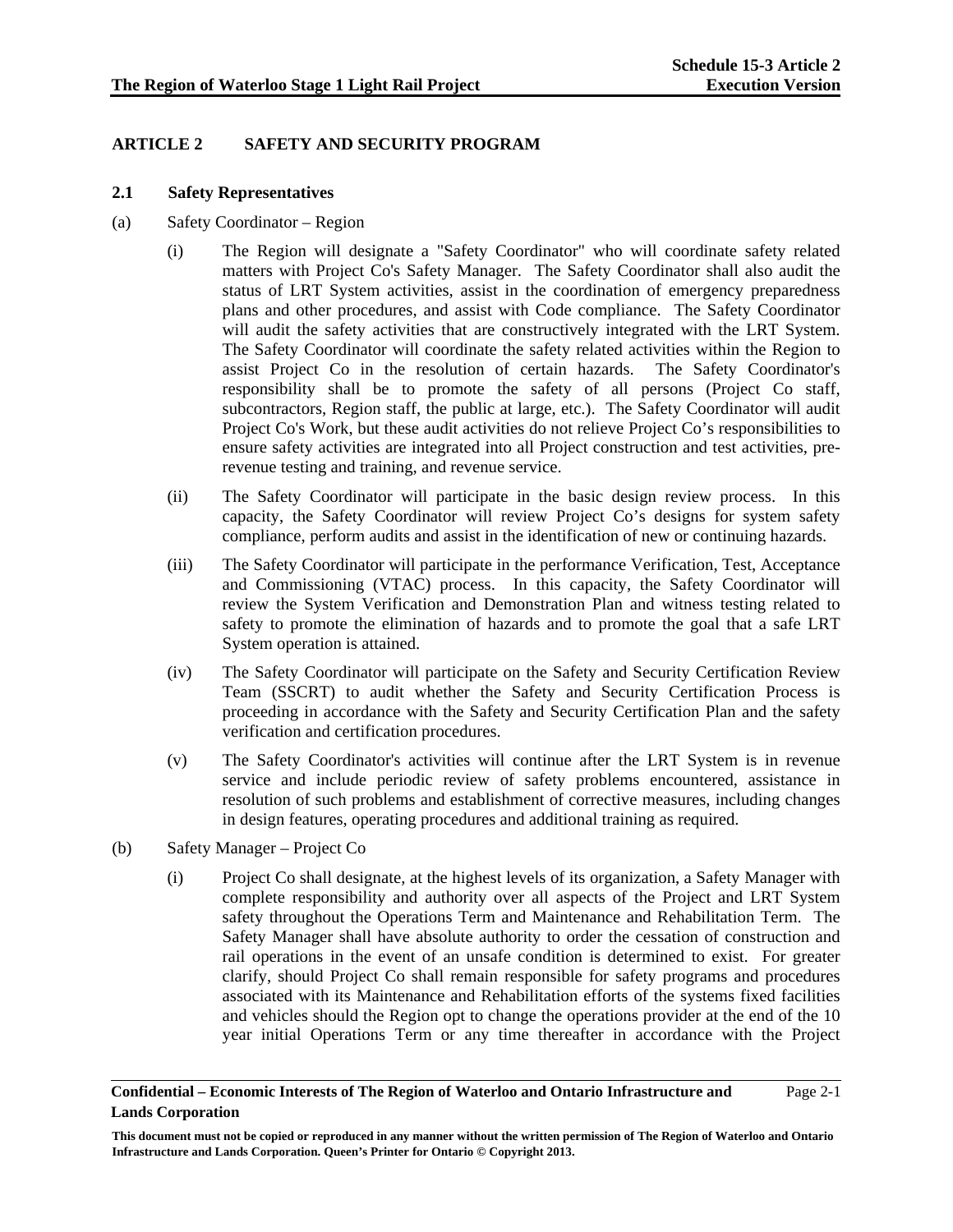## ARTICLE 2 SAFETY AND SECURITY PROGRAM

### 2.1 Safety Representatives

(a) Safety Coordinator – Region

(i) The Region will designate a "Safety Coordinator" who will coordinate safety related matters with Project Co's Safety Manager. The Safety Coordinator shall also audit the status of LRT System activities, assist in the coordination of emergency preparedness plans and other procedures, and assist with Code compliance. The Safety Coordinator will audit the safety activities that are constructively integrated with the LRT System. The Safety Coordinator will coordinate the safety related activities within the Region to assist Project Co in the resolution of certain hazards. The Safety Coordinator's responsibility shall be to promote the safety of all persons (Project Co staff, subcontractors, Region staff, the public at large, etc.). The Safety Coordinator will audit Project Co's Work, but these audit activities do not relieve Project Co's responsibilities to ensure safety activities are integrated into all Project construction and test activities, pre-revenue testing and training, and revenue service.

(ii) The Safety Coordinator will participate in the basic design review process. In this capacity, the Safety Coordinator will review Project Co's designs for system safety compliance, perform audits and assist in the identification of new or continuing hazards.

(iii) The Safety Coordinator will participate in the performance Verification, Test, Acceptance and Commissioning (VTAC) process. In this capacity, the Safety Coordinator will review the System Verification and Demonstration Plan and witness testing related to safety to promote the elimination of hazards and to promote the goal that a safe LRT System operation is attained.

(iv) The Safety Coordinator will participate on the Safety and Security Certification Review Team (SSCRT) to audit whether the Safety and Security Certification Process is proceeding in accordance with the Safety and Security Certification Plan and the safety verification and certification procedures.

(v) The Safety Coordinator's activities will continue after the LRT System is in revenue service and include periodic review of safety problems encountered, assistance in resolution of such problems and establishment of corrective measures, including changes in design features, operating procedures and additional training as required.

(b) Safety Manager – Project Co

(i) Project Co shall designate, at the highest levels of its organization, a Safety Manager with complete responsibility and authority over all aspects of the Project and LRT System safety throughout the Operations Term and Maintenance and Rehabilitation Term. The Safety Manager shall have absolute authority to order the cessation of construction and rail operations in the event of an unsafe condition is determined to exist. For greater clarify, should Project Co shall remain responsible for safety programs and procedures associated with its Maintenance and Rehabilitation efforts of the systems fixed facilities and vehicles should the Region opt to change the operations provider at the end of the 10 year initial Operations Term or any time thereafter in accordance with the Project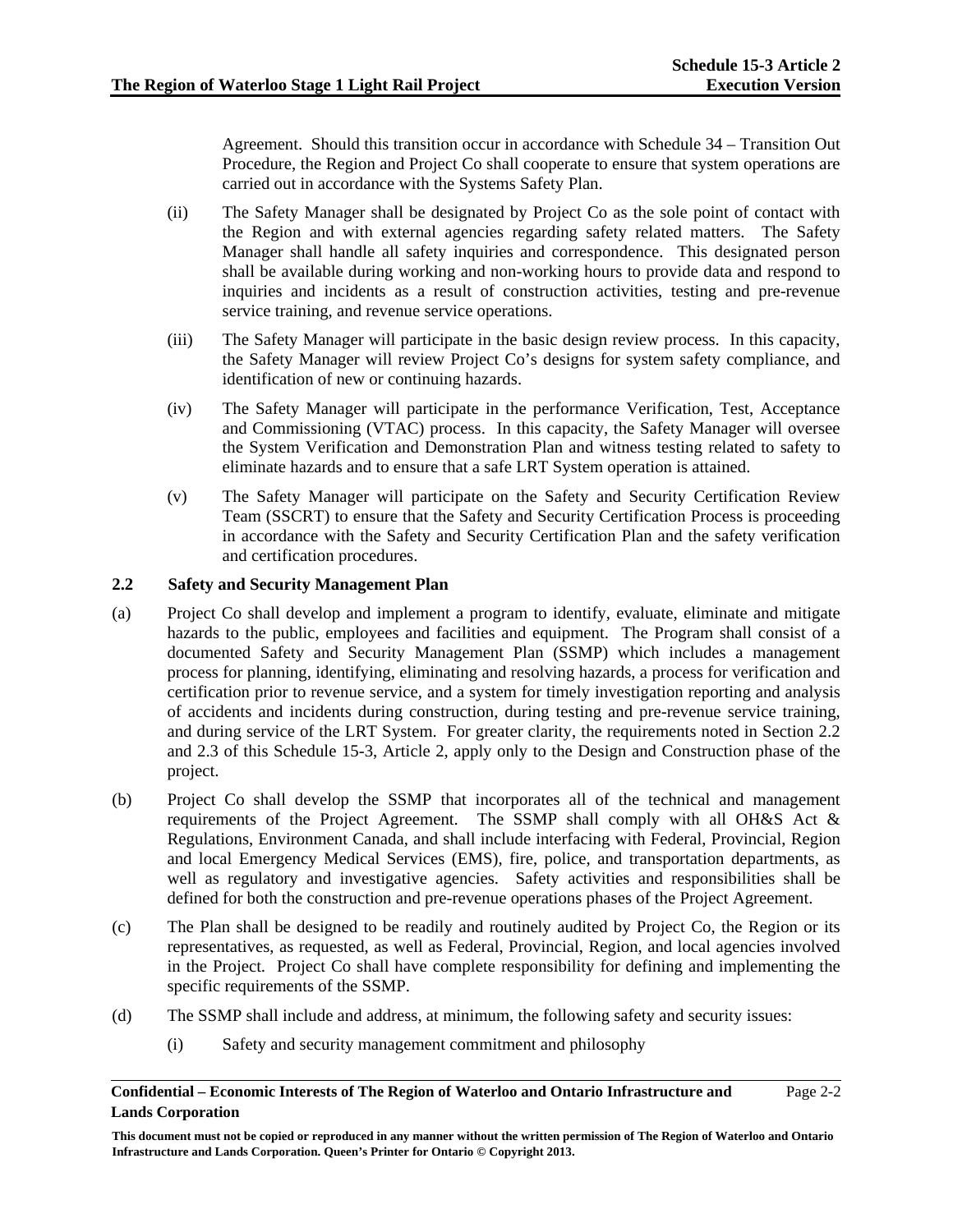Agreement. Should this transition occur in accordance with Schedule 34 – Transition Out Procedure, the Region and Project Co shall cooperate to ensure that system operations are carried out in accordance with the Systems Safety Plan.

(ii) The Safety Manager shall be designated by Project Co as the sole point of contact with the Region and with external agencies regarding safety related matters. The Safety Manager shall handle all safety inquiries and correspondence. This designated person shall be available during working and non-working hours to provide data and respond to inquiries and incidents as a result of construction activities, testing and pre-revenue service training, and revenue service operations.

(iii) The Safety Manager will participate in the basic design review process. In this capacity, the Safety Manager will review Project Co's designs for system safety compliance, and identification of new or continuing hazards.

(iv) The Safety Manager will participate in the performance Verification, Test, Acceptance and Commissioning (VTAC) process. In this capacity, the Safety Manager will oversee the System Verification and Demonstration Plan and witness testing related to safety to eliminate hazards and to ensure that a safe LRT System operation is attained.

(v) The Safety Manager will participate on the Safety and Security Certification Review Team (SSCRT) to ensure that the Safety and Security Certification Process is proceeding in accordance with the Safety and Security Certification Plan and the safety verification and certification procedures.

### 2.2 Safety and Security Management Plan

(a) Project Co shall develop and implement a program to identify, evaluate, eliminate and mitigate hazards to the public, employees and facilities and equipment. The Program shall consist of a documented Safety and Security Management Plan (SSMP) which includes a management process for planning, identifying, eliminating and resolving hazards, a process for verification and certification prior to revenue service, and a system for timely investigation reporting and analysis of accidents and incidents during construction, during testing and pre-revenue service training, and during service of the LRT System. For greater clarity, the requirements noted in Section 2.2 and 2.3 of this Schedule 15-3, Article 2, apply only to the Design and Construction phase of the project.

(b) Project Co shall develop the SSMP that incorporates all of the technical and management requirements of the Project Agreement. The SSMP shall comply with all OH&S Act & Regulations, Environment Canada, and shall include interfacing with Federal, Provincial, Region and local Emergency Medical Services (EMS), fire, police, and transportation departments, as well as regulatory and investigative agencies. Safety activities and responsibilities shall be defined for both the construction and pre-revenue operations phases of the Project Agreement.

(c) The Plan shall be designed to be readily and routinely audited by Project Co, the Region or its representatives, as requested, as well as Federal, Provincial, Region, and local agencies involved in the Project. Project Co shall have complete responsibility for defining and implementing the specific requirements of the SSMP.

(d) The SSMP shall include and address, at minimum, the following safety and security issues:

(i) Safety and security management commitment and philosophy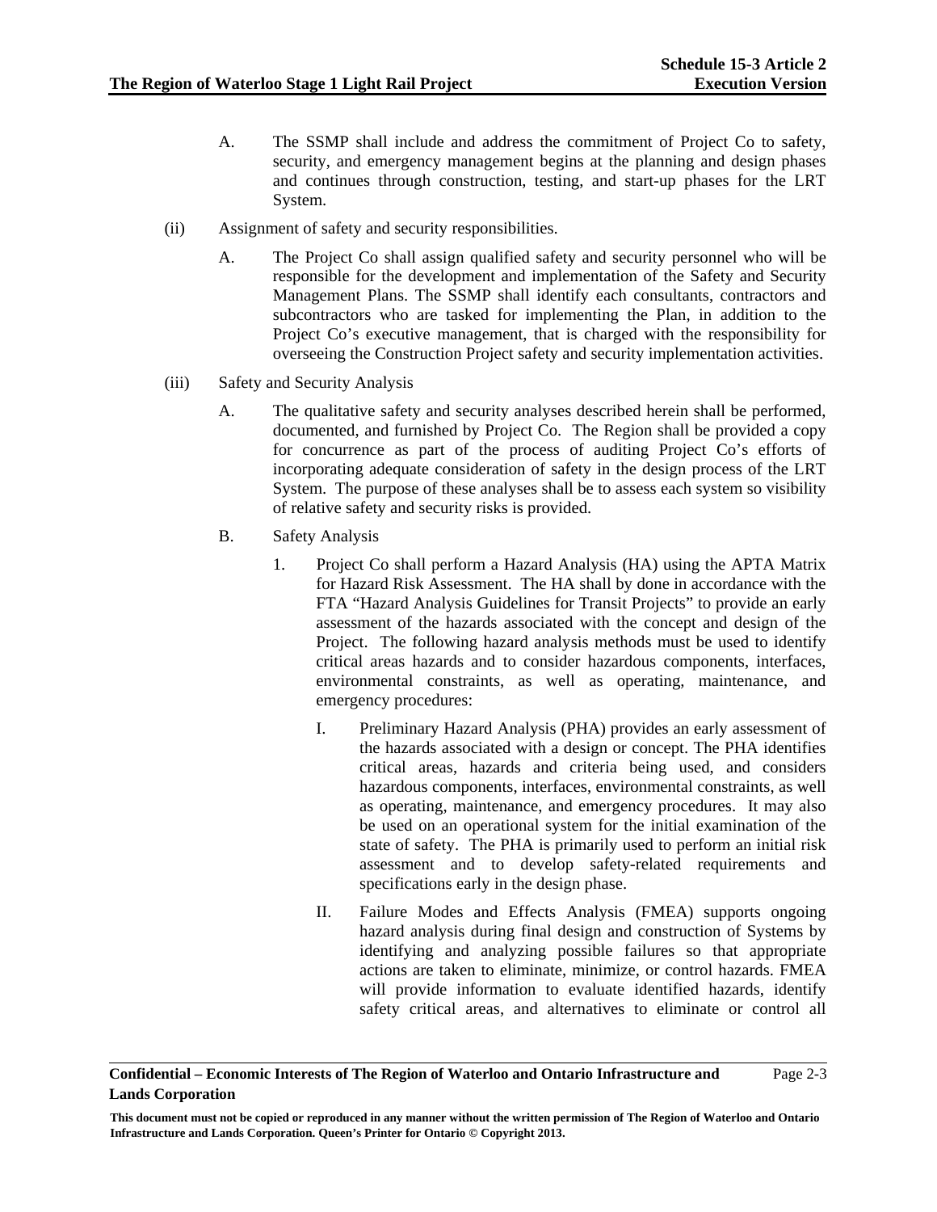A. The SSMP shall include and address the commitment of Project Co to safety, security, and emergency management begins at the planning and design phases and continues through construction, testing, and start-up phases for the LRT System.

(ii) Assignment of safety and security responsibilities.

A. The Project Co shall assign qualified safety and security personnel who will be responsible for the development and implementation of the Safety and Security Management Plans. The SSMP shall identify each consultants, contractors and subcontractors who are tasked for implementing the Plan, in addition to the Project Co's executive management, that is charged with the responsibility for overseeing the Construction Project safety and security implementation activities.

(iii) Safety and Security Analysis

A. The qualitative safety and security analyses described herein shall be performed, documented, and furnished by Project Co. The Region shall be provided a copy for concurrence as part of the process of auditing Project Co's efforts of incorporating adequate consideration of safety in the design process of the LRT System. The purpose of these analyses shall be to assess each system so visibility of relative safety and security risks is provided.

B. Safety Analysis

1. Project Co shall perform a Hazard Analysis (HA) using the APTA Matrix for Hazard Risk Assessment. The HA shall by done in accordance with the FTA "Hazard Analysis Guidelines for Transit Projects" to provide an early assessment of the hazards associated with the concept and design of the Project. The following hazard analysis methods must be used to identify critical areas hazards and to consider hazardous components, interfaces, environmental constraints, as well as operating, maintenance, and emergency procedures:

I. Preliminary Hazard Analysis (PHA) provides an early assessment of the hazards associated with a design or concept. The PHA identifies critical areas, hazards and criteria being used, and considers hazardous components, interfaces, environmental constraints, as well as operating, maintenance, and emergency procedures. It may also be used on an operational system for the initial examination of the state of safety. The PHA is primarily used to perform an initial risk assessment and to develop safety-related requirements and specifications early in the design phase.

II. Failure Modes and Effects Analysis (FMEA) supports ongoing hazard analysis during final design and construction of Systems by identifying and analyzing possible failures so that appropriate actions are taken to eliminate, minimize, or control hazards. FMEA will provide information to evaluate identified hazards, identify safety critical areas, and alternatives to eliminate or control all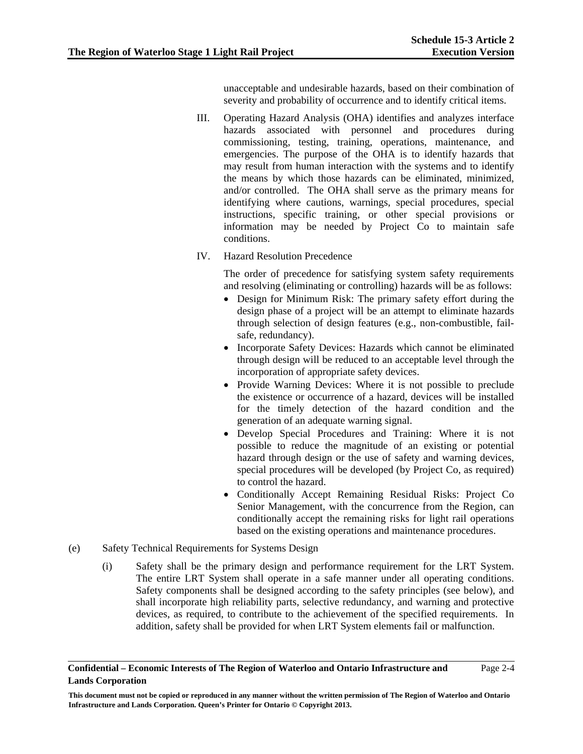unacceptable and undesirable hazards, based on their combination of severity and probability of occurrence and to identify critical items.

III. Operating Hazard Analysis (OHA) identifies and analyzes interface hazards associated with personnel and procedures during commissioning, testing, training, operations, maintenance, and emergencies. The purpose of the OHA is to identify hazards that may result from human interaction with the systems and to identify the means by which those hazards can be eliminated, minimized, and/or controlled. The OHA shall serve as the primary means for identifying where cautions, warnings, special procedures, special instructions, specific training, or other special provisions or information may be needed by Project Co to maintain safe conditions.

IV. Hazard Resolution Precedence

The order of precedence for satisfying system safety requirements and resolving (eliminating or controlling) hazards will be as follows:

- Design for Minimum Risk: The primary safety effort during the design phase of a project will be an attempt to eliminate hazards through selection of design features (e.g., non-combustible, fail-safe, redundancy).
- Incorporate Safety Devices: Hazards which cannot be eliminated through design will be reduced to an acceptable level through the incorporation of appropriate safety devices.
- Provide Warning Devices: Where it is not possible to preclude the existence or occurrence of a hazard, devices will be installed for the timely detection of the hazard condition and the generation of an adequate warning signal.
- Develop Special Procedures and Training: Where it is not possible to reduce the magnitude of an existing or potential hazard through design or the use of safety and warning devices, special procedures will be developed (by Project Co, as required) to control the hazard.
- Conditionally Accept Remaining Residual Risks: Project Co Senior Management, with the concurrence from the Region, can conditionally accept the remaining risks for light rail operations based on the existing operations and maintenance procedures.

(e) Safety Technical Requirements for Systems Design

(i) Safety shall be the primary design and performance requirement for the LRT System. The entire LRT System shall operate in a safe manner under all operating conditions. Safety components shall be designed according to the safety principles (see below), and shall incorporate high reliability parts, selective redundancy, and warning and protective devices, as required, to contribute to the achievement of the specified requirements. In addition, safety shall be provided for when LRT System elements fail or malfunction.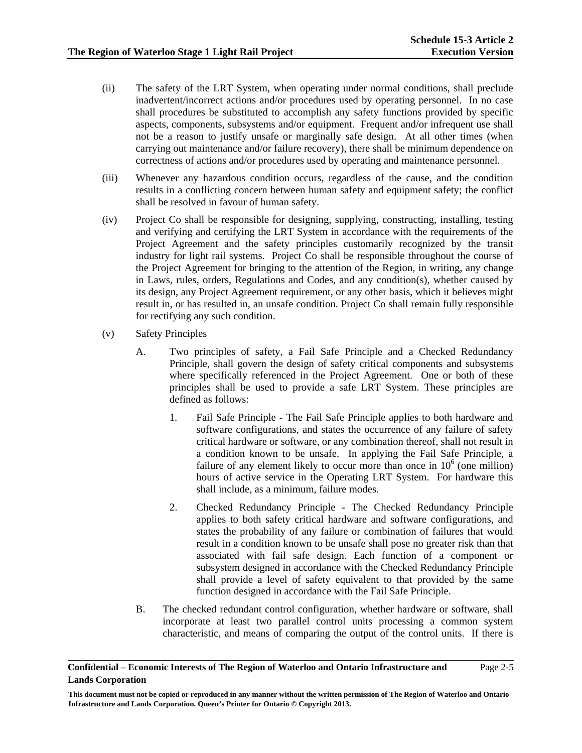(ii) The safety of the LRT System, when operating under normal conditions, shall preclude inadvertent/incorrect actions and/or procedures used by operating personnel. In no case shall procedures be substituted to accomplish any safety functions provided by specific aspects, components, subsystems and/or equipment. Frequent and/or infrequent use shall not be a reason to justify unsafe or marginally safe design. At all other times (when carrying out maintenance and/or failure recovery), there shall be minimum dependence on correctness of actions and/or procedures used by operating and maintenance personnel.

(iii) Whenever any hazardous condition occurs, regardless of the cause, and the condition results in a conflicting concern between human safety and equipment safety; the conflict shall be resolved in favour of human safety.

(iv) Project Co shall be responsible for designing, supplying, constructing, installing, testing and verifying and certifying the LRT System in accordance with the requirements of the Project Agreement and the safety principles customarily recognized by the transit industry for light rail systems. Project Co shall be responsible throughout the course of the Project Agreement for bringing to the attention of the Region, in writing, any change in Laws, rules, orders, Regulations and Codes, and any condition(s), whether caused by its design, any Project Agreement requirement, or any other basis, which it believes might result in, or has resulted in, an unsafe condition. Project Co shall remain fully responsible for rectifying any such condition.

(v) Safety Principles

A. Two principles of safety, a Fail Safe Principle and a Checked Redundancy Principle, shall govern the design of safety critical components and subsystems where specifically referenced in the Project Agreement. One or both of these principles shall be used to provide a safe LRT System. These principles are defined as follows:

1. Fail Safe Principle - The Fail Safe Principle applies to both hardware and software configurations, and states the occurrence of any failure of safety critical hardware or software, or any combination thereof, shall not result in a condition known to be unsafe. In applying the Fail Safe Principle, a failure of any element likely to occur more than once in $10^6$ (one million) hours of active service in the Operating LRT System. For hardware this shall include, as a minimum, failure modes.

2. Checked Redundancy Principle - The Checked Redundancy Principle applies to both safety critical hardware and software configurations, and states the probability of any failure or combination of failures that would result in a condition known to be unsafe shall pose no greater risk than that associated with fail safe design. Each function of a component or subsystem designed in accordance with the Checked Redundancy Principle shall provide a level of safety equivalent to that provided by the same function designed in accordance with the Fail Safe Principle.

B. The checked redundant control configuration, whether hardware or software, shall incorporate at least two parallel control units processing a common system characteristic, and means of comparing the output of the control units. If there is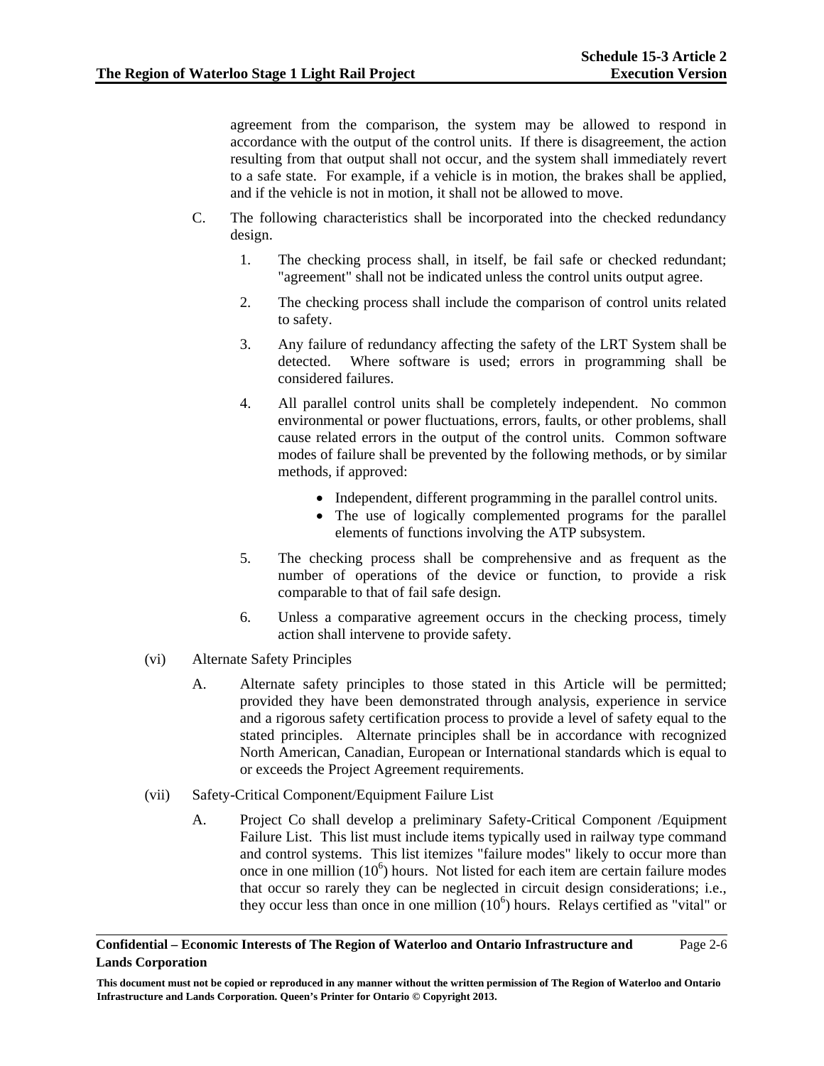agreement from the comparison, the system may be allowed to respond in accordance with the output of the control units. If there is disagreement, the action resulting from that output shall not occur, and the system shall immediately revert to a safe state. For example, if a vehicle is in motion, the brakes shall be applied, and if the vehicle is not in motion, it shall not be allowed to move.

C. The following characteristics shall be incorporated into the checked redundancy design.

1. The checking process shall, in itself, be fail safe or checked redundant; "agreement" shall not be indicated unless the control units output agree.

2. The checking process shall include the comparison of control units related to safety.

3. Any failure of redundancy affecting the safety of the LRT System shall be detected. Where software is used; errors in programming shall be considered failures.

4. All parallel control units shall be completely independent. No common environmental or power fluctuations, errors, faults, or other problems, shall cause related errors in the output of the control units. Common software modes of failure shall be prevented by the following methods, or by similar methods, if approved:

   - Independent, different programming in the parallel control units.
   - The use of logically complemented programs for the parallel elements of functions involving the ATP subsystem.

5. The checking process shall be comprehensive and as frequent as the number of operations of the device or function, to provide a risk comparable to that of fail safe design.

6. Unless a comparative agreement occurs in the checking process, timely action shall intervene to provide safety.

(vi) Alternate Safety Principles

A. Alternate safety principles to those stated in this Article will be permitted; provided they have been demonstrated through analysis, experience in service and a rigorous safety certification process to provide a level of safety equal to the stated principles. Alternate principles shall be in accordance with recognized North American, Canadian, European or International standards which is equal to or exceeds the Project Agreement requirements.

(vii) Safety-Critical Component/Equipment Failure List

A. Project Co shall develop a preliminary Safety-Critical Component /Equipment Failure List. This list must include items typically used in railway type command and control systems. This list itemizes "failure modes" likely to occur more than once in one million ($10^6$) hours. Not listed for each item are certain failure modes that occur so rarely they can be neglected in circuit design considerations; i.e., they occur less than once in one million ($10^6$) hours. Relays certified as "vital" or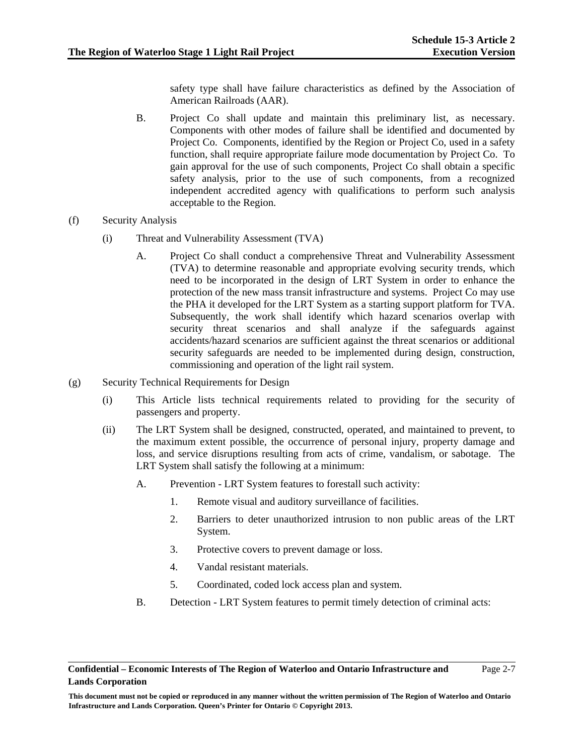safety type shall have failure characteristics as defined by the Association of American Railroads (AAR).

B. Project Co shall update and maintain this preliminary list, as necessary. Components with other modes of failure shall be identified and documented by Project Co. Components, identified by the Region or Project Co, used in a safety function, shall require appropriate failure mode documentation by Project Co. To gain approval for the use of such components, Project Co shall obtain a specific safety analysis, prior to the use of such components, from a recognized independent accredited agency with qualifications to perform such analysis acceptable to the Region.

(f) Security Analysis

(i) Threat and Vulnerability Assessment (TVA)

A. Project Co shall conduct a comprehensive Threat and Vulnerability Assessment (TVA) to determine reasonable and appropriate evolving security trends, which need to be incorporated in the design of LRT System in order to enhance the protection of the new mass transit infrastructure and systems. Project Co may use the PHA it developed for the LRT System as a starting support platform for TVA. Subsequently, the work shall identify which hazard scenarios overlap with security threat scenarios and shall analyze if the safeguards against accidents/hazard scenarios are sufficient against the threat scenarios or additional security safeguards are needed to be implemented during design, construction, commissioning and operation of the light rail system.

(g) Security Technical Requirements for Design

(i) This Article lists technical requirements related to providing for the security of passengers and property.

(ii) The LRT System shall be designed, constructed, operated, and maintained to prevent, to the maximum extent possible, the occurrence of personal injury, property damage and loss, and service disruptions resulting from acts of crime, vandalism, or sabotage. The LRT System shall satisfy the following at a minimum:

A. Prevention - LRT System features to forestall such activity:

1. Remote visual and auditory surveillance of facilities.
2. Barriers to deter unauthorized intrusion to non public areas of the LRT System.
3. Protective covers to prevent damage or loss.
4. Vandal resistant materials.
5. Coordinated, coded lock access plan and system.

B. Detection - LRT System features to permit timely detection of criminal acts: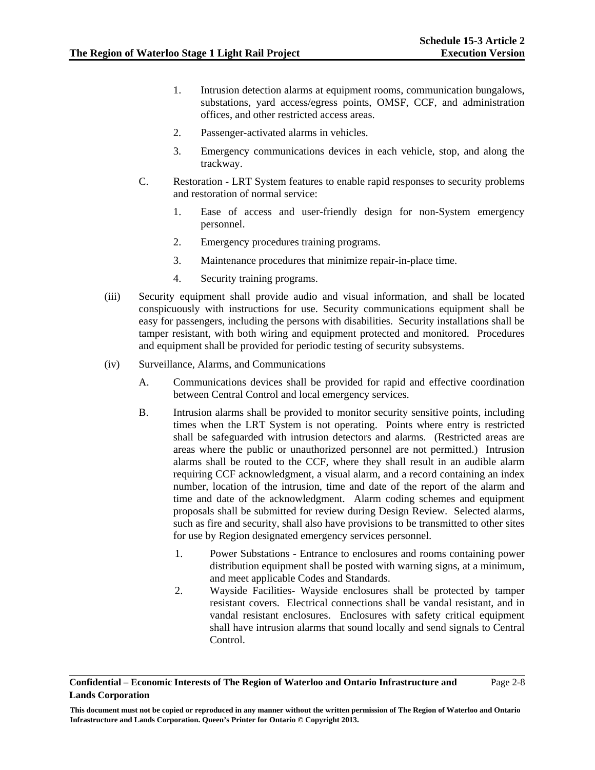1. Intrusion detection alarms at equipment rooms, communication bungalows, substations, yard access/egress points, OMSF, CCF, and administration offices, and other restricted access areas.

2. Passenger-activated alarms in vehicles.

3. Emergency communications devices in each vehicle, stop, and along the trackway.

C. Restoration - LRT System features to enable rapid responses to security problems and restoration of normal service:

1. Ease of access and user-friendly design for non-System emergency personnel.

2. Emergency procedures training programs.

3. Maintenance procedures that minimize repair-in-place time.

4. Security training programs.

(iii) Security equipment shall provide audio and visual information, and shall be located conspicuously with instructions for use. Security communications equipment shall be easy for passengers, including the persons with disabilities. Security installations shall be tamper resistant, with both wiring and equipment protected and monitored. Procedures and equipment shall be provided for periodic testing of security subsystems.

(iv) Surveillance, Alarms, and Communications

A. Communications devices shall be provided for rapid and effective coordination between Central Control and local emergency services.

B. Intrusion alarms shall be provided to monitor security sensitive points, including times when the LRT System is not operating. Points where entry is restricted shall be safeguarded with intrusion detectors and alarms. (Restricted areas are areas where the public or unauthorized personnel are not permitted.) Intrusion alarms shall be routed to the CCF, where they shall result in an audible alarm requiring CCF acknowledgment, a visual alarm, and a record containing an index number, location of the intrusion, time and date of the report of the alarm and time and date of the acknowledgment. Alarm coding schemes and equipment proposals shall be submitted for review during Design Review. Selected alarms, such as fire and security, shall also have provisions to be transmitted to other sites for use by Region designated emergency services personnel.

1. Power Substations - Entrance to enclosures and rooms containing power distribution equipment shall be posted with warning signs, at a minimum, and meet applicable Codes and Standards.

2. Wayside Facilities- Wayside enclosures shall be protected by tamper resistant covers. Electrical connections shall be vandal resistant, and in vandal resistant enclosures. Enclosures with safety critical equipment shall have intrusion alarms that sound locally and send signals to Central Control.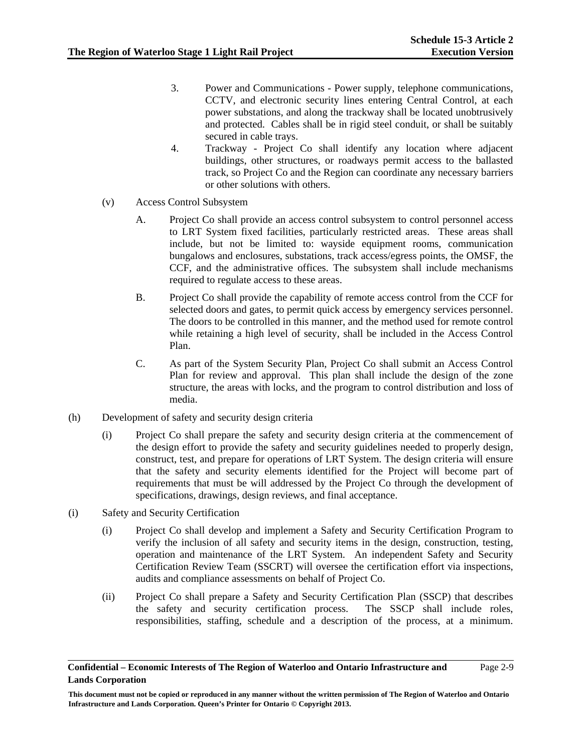3. Power and Communications - Power supply, telephone communications, CCTV, and electronic security lines entering Central Control, at each power substations, and along the trackway shall be located unobtrusively and protected. Cables shall be in rigid steel conduit, or shall be suitably secured in cable trays.
4. Trackway - Project Co shall identify any location where adjacent buildings, other structures, or roadways permit access to the ballasted track, so Project Co and the Region can coordinate any necessary barriers or other solutions with others.

(v) Access Control Subsystem

A. Project Co shall provide an access control subsystem to control personnel access to LRT System fixed facilities, particularly restricted areas. These areas shall include, but not be limited to: wayside equipment rooms, communication bungalows and enclosures, substations, track access/egress points, the OMSF, the CCF, and the administrative offices. The subsystem shall include mechanisms required to regulate access to these areas.

B. Project Co shall provide the capability of remote access control from the CCF for selected doors and gates, to permit quick access by emergency services personnel. The doors to be controlled in this manner, and the method used for remote control while retaining a high level of security, shall be included in the Access Control Plan.

C. As part of the System Security Plan, Project Co shall submit an Access Control Plan for review and approval. This plan shall include the design of the zone structure, the areas with locks, and the program to control distribution and loss of media.

(h) Development of safety and security design criteria

(i) Project Co shall prepare the safety and security design criteria at the commencement of the design effort to provide the safety and security guidelines needed to properly design, construct, test, and prepare for operations of LRT System. The design criteria will ensure that the safety and security elements identified for the Project will become part of requirements that must be will addressed by the Project Co through the development of specifications, drawings, design reviews, and final acceptance.

(i) Safety and Security Certification

(i) Project Co shall develop and implement a Safety and Security Certification Program to verify the inclusion of all safety and security items in the design, construction, testing, operation and maintenance of the LRT System. An independent Safety and Security Certification Review Team (SSCRT) will oversee the certification effort via inspections, audits and compliance assessments on behalf of Project Co.

(ii) Project Co shall prepare a Safety and Security Certification Plan (SSCP) that describes the safety and security certification process. The SSCP shall include roles, responsibilities, staffing, schedule and a description of the process, at a minimum.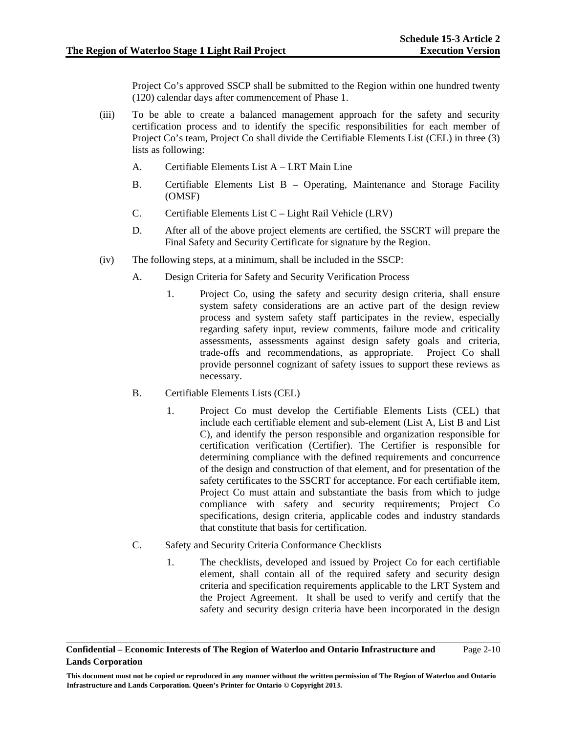Project Co's approved SSCP shall be submitted to the Region within one hundred twenty (120) calendar days after commencement of Phase 1.

(iii) To be able to create a balanced management approach for the safety and security certification process and to identify the specific responsibilities for each member of Project Co's team, Project Co shall divide the Certifiable Elements List (CEL) in three (3) lists as following:

A. Certifiable Elements List A – LRT Main Line

B. Certifiable Elements List B – Operating, Maintenance and Storage Facility (OMSF)

C. Certifiable Elements List C – Light Rail Vehicle (LRV)

D. After all of the above project elements are certified, the SSCRT will prepare the Final Safety and Security Certificate for signature by the Region.

(iv) The following steps, at a minimum, shall be included in the SSCP:

A. Design Criteria for Safety and Security Verification Process

1. Project Co, using the safety and security design criteria, shall ensure system safety considerations are an active part of the design review process and system safety staff participates in the review, especially regarding safety input, review comments, failure mode and criticality assessments, assessments against design safety goals and criteria, trade-offs and recommendations, as appropriate. Project Co shall provide personnel cognizant of safety issues to support these reviews as necessary.

B. Certifiable Elements Lists (CEL)

1. Project Co must develop the Certifiable Elements Lists (CEL) that include each certifiable element and sub-element (List A, List B and List C), and identify the person responsible and organization responsible for certification verification (Certifier). The Certifier is responsible for determining compliance with the defined requirements and concurrence of the design and construction of that element, and for presentation of the safety certificates to the SSCRT for acceptance. For each certifiable item, Project Co must attain and substantiate the basis from which to judge compliance with safety and security requirements; Project Co specifications, design criteria, applicable codes and industry standards that constitute that basis for certification.

C. Safety and Security Criteria Conformance Checklists

1. The checklists, developed and issued by Project Co for each certifiable element, shall contain all of the required safety and security design criteria and specification requirements applicable to the LRT System and the Project Agreement. It shall be used to verify and certify that the safety and security design criteria have been incorporated in the design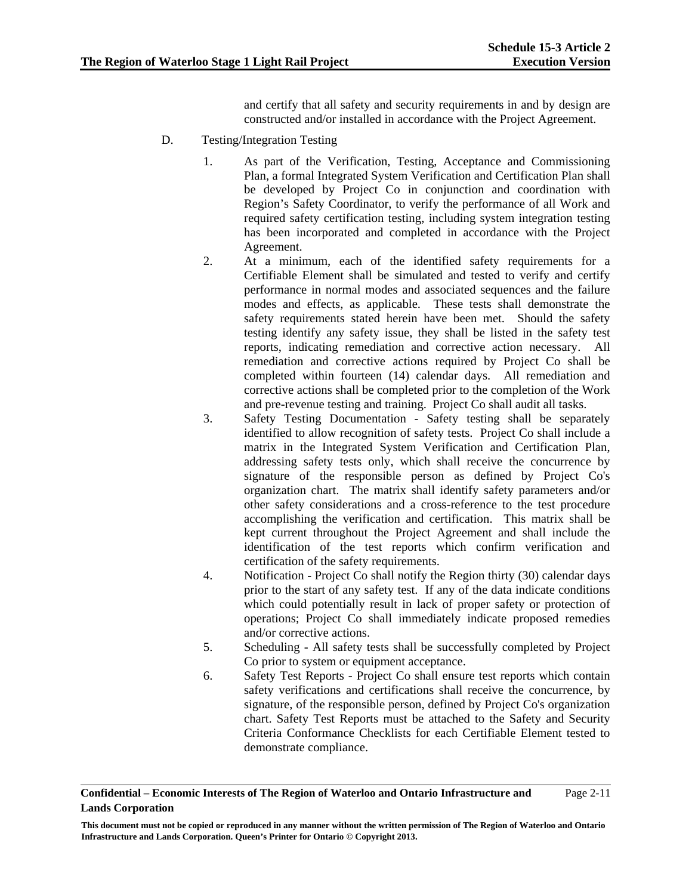and certify that all safety and security requirements in and by design are constructed and/or installed in accordance with the Project Agreement.

D. Testing/Integration Testing

1. As part of the Verification, Testing, Acceptance and Commissioning Plan, a formal Integrated System Verification and Certification Plan shall be developed by Project Co in conjunction and coordination with Region's Safety Coordinator, to verify the performance of all Work and required safety certification testing, including system integration testing has been incorporated and completed in accordance with the Project Agreement.

2. At a minimum, each of the identified safety requirements for a Certifiable Element shall be simulated and tested to verify and certify performance in normal modes and associated sequences and the failure modes and effects, as applicable. These tests shall demonstrate the safety requirements stated herein have been met. Should the safety testing identify any safety issue, they shall be listed in the safety test reports, indicating remediation and corrective action necessary. All remediation and corrective actions required by Project Co shall be completed within fourteen (14) calendar days. All remediation and corrective actions shall be completed prior to the completion of the Work and pre-revenue testing and training. Project Co shall audit all tasks.

3. Safety Testing Documentation - Safety testing shall be separately identified to allow recognition of safety tests. Project Co shall include a matrix in the Integrated System Verification and Certification Plan, addressing safety tests only, which shall receive the concurrence by signature of the responsible person as defined by Project Co's organization chart. The matrix shall identify safety parameters and/or other safety considerations and a cross-reference to the test procedure accomplishing the verification and certification. This matrix shall be kept current throughout the Project Agreement and shall include the identification of the test reports which confirm verification and certification of the safety requirements.

4. Notification - Project Co shall notify the Region thirty (30) calendar days prior to the start of any safety test. If any of the data indicate conditions which could potentially result in lack of proper safety or protection of operations; Project Co shall immediately indicate proposed remedies and/or corrective actions.

5. Scheduling - All safety tests shall be successfully completed by Project Co prior to system or equipment acceptance.

6. Safety Test Reports - Project Co shall ensure test reports which contain safety verifications and certifications shall receive the concurrence, by signature, of the responsible person, defined by Project Co's organization chart. Safety Test Reports must be attached to the Safety and Security Criteria Conformance Checklists for each Certifiable Element tested to demonstrate compliance.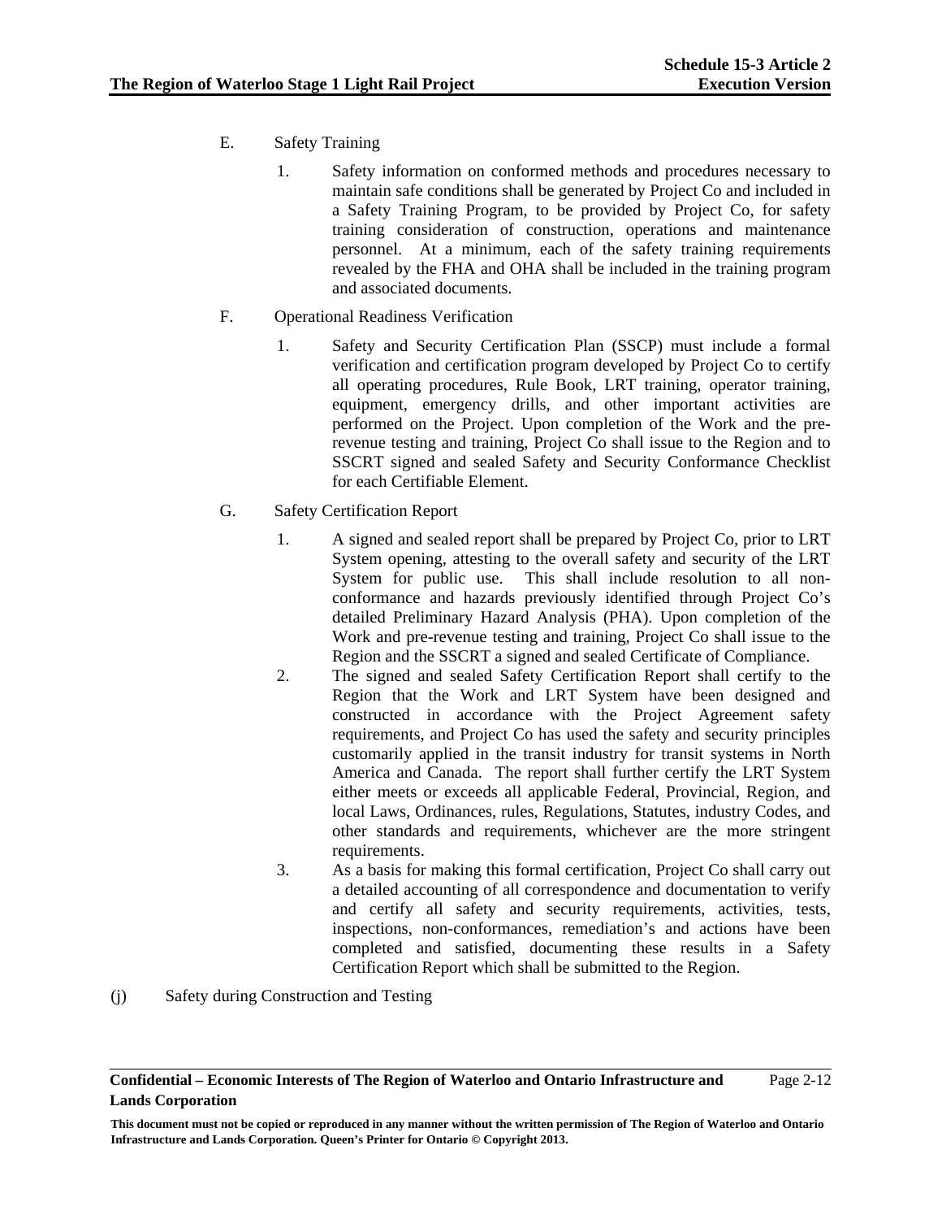E. Safety Training

1. Safety information on conformed methods and procedures necessary to maintain safe conditions shall be generated by Project Co and included in a Safety Training Program, to be provided by Project Co, for safety training consideration of construction, operations and maintenance personnel. At a minimum, each of the safety training requirements revealed by the FHA and OHA shall be included in the training program and associated documents.

F. Operational Readiness Verification

1. Safety and Security Certification Plan (SSCP) must include a formal verification and certification program developed by Project Co to certify all operating procedures, Rule Book, LRT training, operator training, equipment, emergency drills, and other important activities are performed on the Project. Upon completion of the Work and the pre-revenue testing and training, Project Co shall issue to the Region and to SSCRT signed and sealed Safety and Security Conformance Checklist for each Certifiable Element.

G. Safety Certification Report

1. A signed and sealed report shall be prepared by Project Co, prior to LRT System opening, attesting to the overall safety and security of the LRT System for public use. This shall include resolution to all non-conformance and hazards previously identified through Project Co's detailed Preliminary Hazard Analysis (PHA). Upon completion of the Work and pre-revenue testing and training, Project Co shall issue to the Region and the SSCRT a signed and sealed Certificate of Compliance.
2. The signed and sealed Safety Certification Report shall certify to the Region that the Work and LRT System have been designed and constructed in accordance with the Project Agreement safety requirements, and Project Co has used the safety and security principles customarily applied in the transit industry for transit systems in North America and Canada. The report shall further certify the LRT System either meets or exceeds all applicable Federal, Provincial, Region, and local Laws, Ordinances, rules, Regulations, Statutes, industry Codes, and other standards and requirements, whichever are the more stringent requirements.
3. As a basis for making this formal certification, Project Co shall carry out a detailed accounting of all correspondence and documentation to verify and certify all safety and security requirements, activities, tests, inspections, non-conformances, remediation's and actions have been completed and satisfied, documenting these results in a Safety Certification Report which shall be submitted to the Region.

(j) Safety during Construction and Testing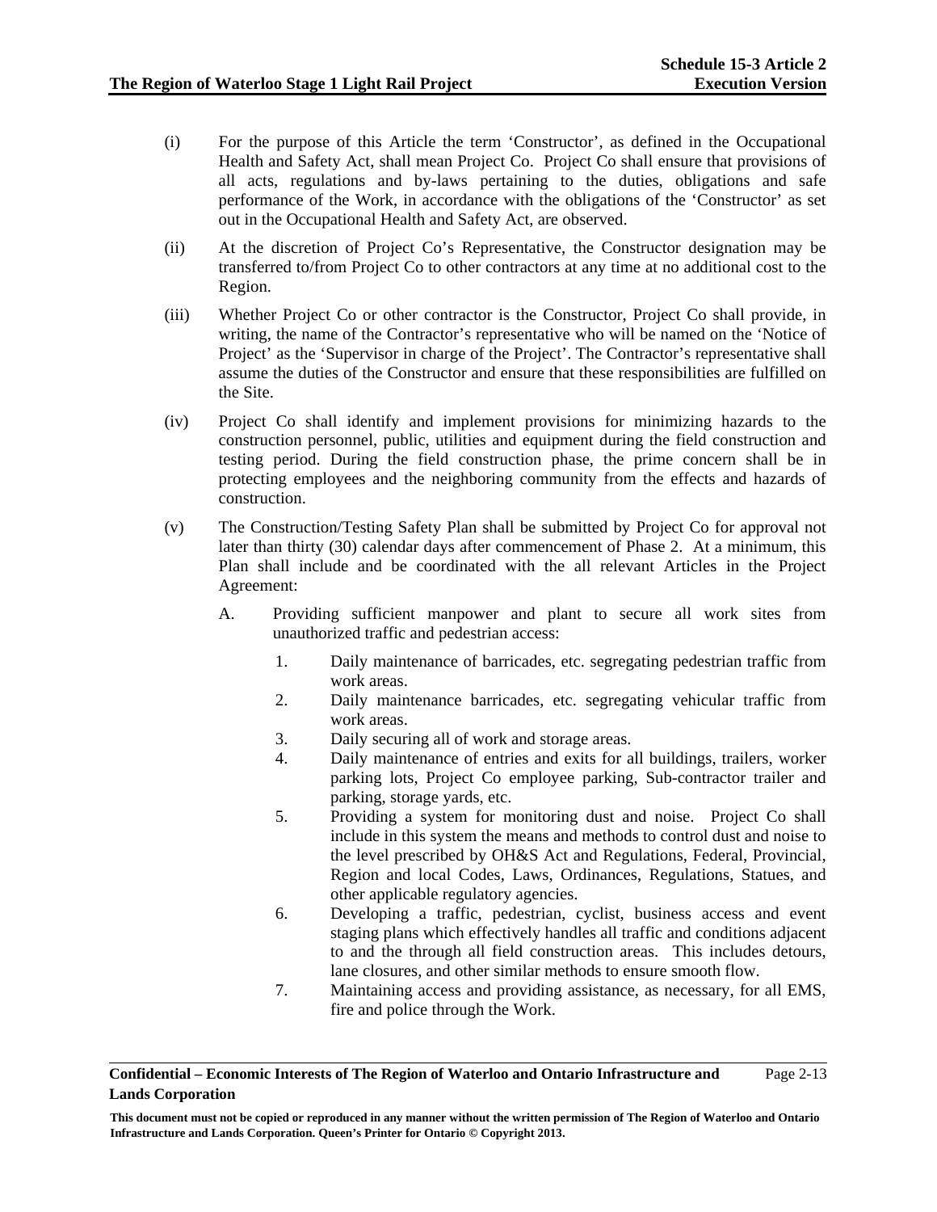(i) For the purpose of this Article the term 'Constructor', as defined in the Occupational Health and Safety Act, shall mean Project Co. Project Co shall ensure that provisions of all acts, regulations and by-laws pertaining to the duties, obligations and safe performance of the Work, in accordance with the obligations of the 'Constructor' as set out in the Occupational Health and Safety Act, are observed.

(ii) At the discretion of Project Co's Representative, the Constructor designation may be transferred to/from Project Co to other contractors at any time at no additional cost to the Region.

(iii) Whether Project Co or other contractor is the Constructor, Project Co shall provide, in writing, the name of the Contractor's representative who will be named on the 'Notice of Project' as the 'Supervisor in charge of the Project'. The Contractor's representative shall assume the duties of the Constructor and ensure that these responsibilities are fulfilled on the Site.

(iv) Project Co shall identify and implement provisions for minimizing hazards to the construction personnel, public, utilities and equipment during the field construction and testing period. During the field construction phase, the prime concern shall be in protecting employees and the neighboring community from the effects and hazards of construction.

(v) The Construction/Testing Safety Plan shall be submitted by Project Co for approval not later than thirty (30) calendar days after commencement of Phase 2. At a minimum, this Plan shall include and be coordinated with the all relevant Articles in the Project Agreement:

   A. Providing sufficient manpower and plant to secure all work sites from unauthorized traffic and pedestrian access:

      1. Daily maintenance of barricades, etc. segregating pedestrian traffic from work areas.
      2. Daily maintenance barricades, etc. segregating vehicular traffic from work areas.
      3. Daily securing all of work and storage areas.
      4. Daily maintenance of entries and exits for all buildings, trailers, worker parking lots, Project Co employee parking, Sub-contractor trailer and parking, storage yards, etc.
      5. Providing a system for monitoring dust and noise. Project Co shall include in this system the means and methods to control dust and noise to the level prescribed by OH&S Act and Regulations, Federal, Provincial, Region and local Codes, Laws, Ordinances, Regulations, Statues, and other applicable regulatory agencies.
      6. Developing a traffic, pedestrian, cyclist, business access and event staging plans which effectively handles all traffic and conditions adjacent to and the through all field construction areas. This includes detours, lane closures, and other similar methods to ensure smooth flow.
      7. Maintaining access and providing assistance, as necessary, for all EMS, fire and police through the Work.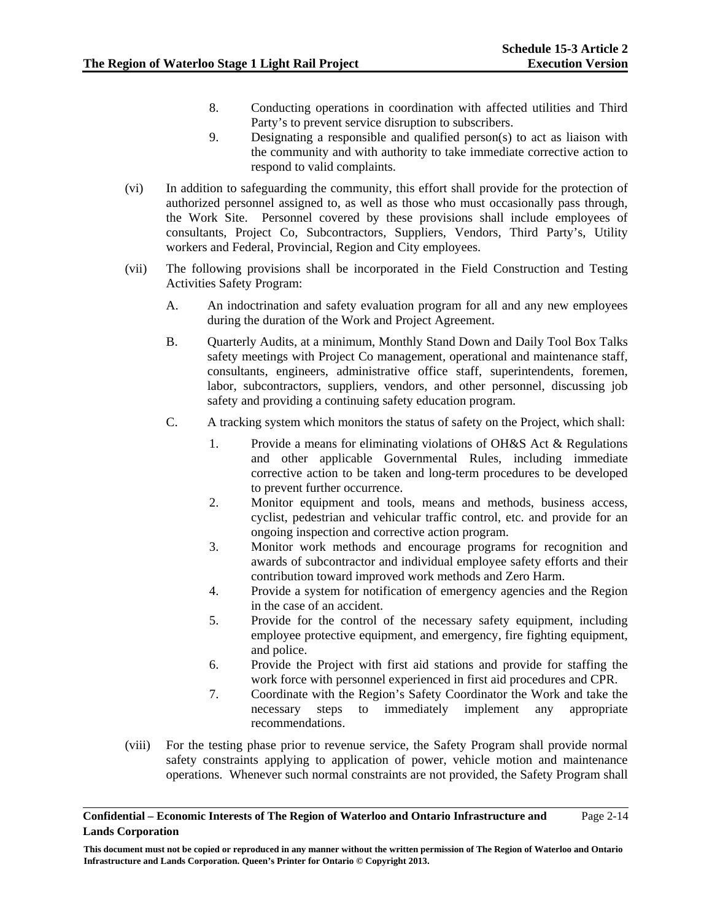8. Conducting operations in coordination with affected utilities and Third Party's to prevent service disruption to subscribers.
9. Designating a responsible and qualified person(s) to act as liaison with the community and with authority to take immediate corrective action to respond to valid complaints.

(vi) In addition to safeguarding the community, this effort shall provide for the protection of authorized personnel assigned to, as well as those who must occasionally pass through, the Work Site. Personnel covered by these provisions shall include employees of consultants, Project Co, Subcontractors, Suppliers, Vendors, Third Party's, Utility workers and Federal, Provincial, Region and City employees.

(vii) The following provisions shall be incorporated in the Field Construction and Testing Activities Safety Program:

A. An indoctrination and safety evaluation program for all and any new employees during the duration of the Work and Project Agreement.

B. Quarterly Audits, at a minimum, Monthly Stand Down and Daily Tool Box Talks safety meetings with Project Co management, operational and maintenance staff, consultants, engineers, administrative office staff, superintendents, foremen, labor, subcontractors, suppliers, vendors, and other personnel, discussing job safety and providing a continuing safety education program.

C. A tracking system which monitors the status of safety on the Project, which shall:

1. Provide a means for eliminating violations of OH&S Act & Regulations and other applicable Governmental Rules, including immediate corrective action to be taken and long-term procedures to be developed to prevent further occurrence.
2. Monitor equipment and tools, means and methods, business access, cyclist, pedestrian and vehicular traffic control, etc. and provide for an ongoing inspection and corrective action program.
3. Monitor work methods and encourage programs for recognition and awards of subcontractor and individual employee safety efforts and their contribution toward improved work methods and Zero Harm.
4. Provide a system for notification of emergency agencies and the Region in the case of an accident.
5. Provide for the control of the necessary safety equipment, including employee protective equipment, and emergency, fire fighting equipment, and police.
6. Provide the Project with first aid stations and provide for staffing the work force with personnel experienced in first aid procedures and CPR.
7. Coordinate with the Region's Safety Coordinator the Work and take the necessary steps to immediately implement any appropriate recommendations.

(viii) For the testing phase prior to revenue service, the Safety Program shall provide normal safety constraints applying to application of power, vehicle motion and maintenance operations. Whenever such normal constraints are not provided, the Safety Program shall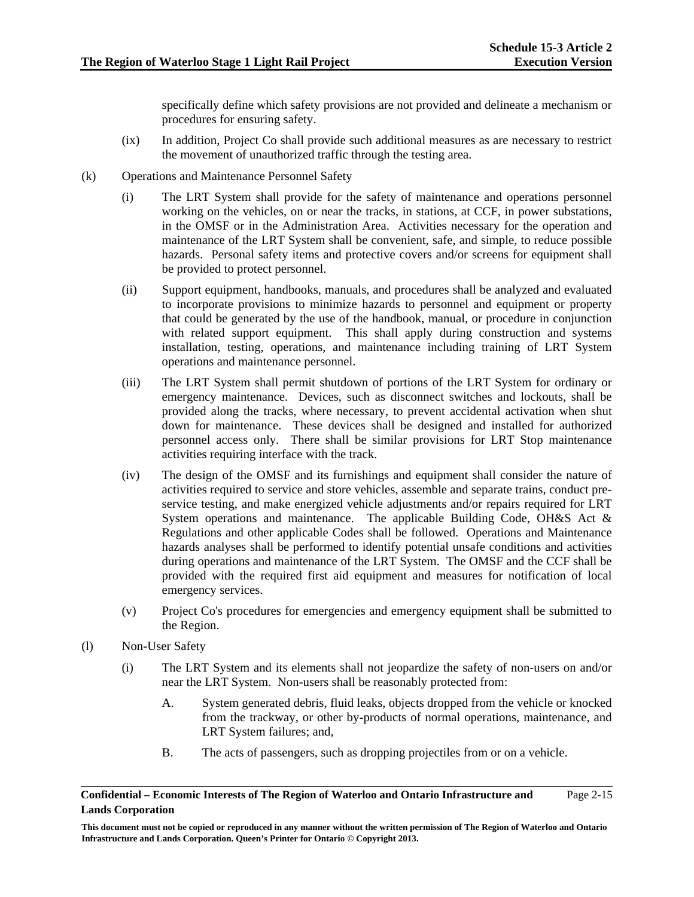specifically define which safety provisions are not provided and delineate a mechanism or procedures for ensuring safety.

(ix) In addition, Project Co shall provide such additional measures as are necessary to restrict the movement of unauthorized traffic through the testing area.

(k) Operations and Maintenance Personnel Safety

(i) The LRT System shall provide for the safety of maintenance and operations personnel working on the vehicles, on or near the tracks, in stations, at CCF, in power substations, in the OMSF or in the Administration Area. Activities necessary for the operation and maintenance of the LRT System shall be convenient, safe, and simple, to reduce possible hazards. Personal safety items and protective covers and/or screens for equipment shall be provided to protect personnel.

(ii) Support equipment, handbooks, manuals, and procedures shall be analyzed and evaluated to incorporate provisions to minimize hazards to personnel and equipment or property that could be generated by the use of the handbook, manual, or procedure in conjunction with related support equipment. This shall apply during construction and systems installation, testing, operations, and maintenance including training of LRT System operations and maintenance personnel.

(iii) The LRT System shall permit shutdown of portions of the LRT System for ordinary or emergency maintenance. Devices, such as disconnect switches and lockouts, shall be provided along the tracks, where necessary, to prevent accidental activation when shut down for maintenance. These devices shall be designed and installed for authorized personnel access only. There shall be similar provisions for LRT Stop maintenance activities requiring interface with the track.

(iv) The design of the OMSF and its furnishings and equipment shall consider the nature of activities required to service and store vehicles, assemble and separate trains, conduct pre-service testing, and make energized vehicle adjustments and/or repairs required for LRT System operations and maintenance. The applicable Building Code, OH&S Act & Regulations and other applicable Codes shall be followed. Operations and Maintenance hazards analyses shall be performed to identify potential unsafe conditions and activities during operations and maintenance of the LRT System. The OMSF and the CCF shall be provided with the required first aid equipment and measures for notification of local emergency services.

(v) Project Co's procedures for emergencies and emergency equipment shall be submitted to the Region.

(l) Non-User Safety

(i) The LRT System and its elements shall not jeopardize the safety of non-users on and/or near the LRT System. Non-users shall be reasonably protected from:

A. System generated debris, fluid leaks, objects dropped from the vehicle or knocked from the trackway, or other by-products of normal operations, maintenance, and LRT System failures; and,

B. The acts of passengers, such as dropping projectiles from or on a vehicle.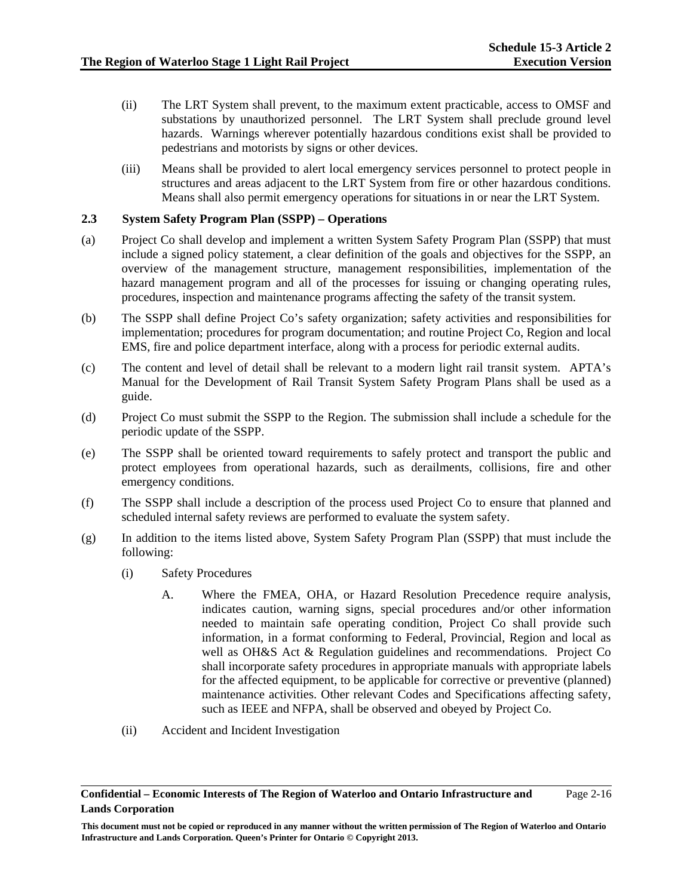(ii) The LRT System shall prevent, to the maximum extent practicable, access to OMSF and substations by unauthorized personnel. The LRT System shall preclude ground level hazards. Warnings wherever potentially hazardous conditions exist shall be provided to pedestrians and motorists by signs or other devices.

(iii) Means shall be provided to alert local emergency services personnel to protect people in structures and areas adjacent to the LRT System from fire or other hazardous conditions. Means shall also permit emergency operations for situations in or near the LRT System.

### 2.3 System Safety Program Plan (SSPP) – Operations

(a) Project Co shall develop and implement a written System Safety Program Plan (SSPP) that must include a signed policy statement, a clear definition of the goals and objectives for the SSPP, an overview of the management structure, management responsibilities, implementation of the hazard management program and all of the processes for issuing or changing operating rules, procedures, inspection and maintenance programs affecting the safety of the transit system.

(b) The SSPP shall define Project Co's safety organization; safety activities and responsibilities for implementation; procedures for program documentation; and routine Project Co, Region and local EMS, fire and police department interface, along with a process for periodic external audits.

(c) The content and level of detail shall be relevant to a modern light rail transit system. APTA's Manual for the Development of Rail Transit System Safety Program Plans shall be used as a guide.

(d) Project Co must submit the SSPP to the Region. The submission shall include a schedule for the periodic update of the SSPP.

(e) The SSPP shall be oriented toward requirements to safely protect and transport the public and protect employees from operational hazards, such as derailments, collisions, fire and other emergency conditions.

(f) The SSPP shall include a description of the process used Project Co to ensure that planned and scheduled internal safety reviews are performed to evaluate the system safety.

(g) In addition to the items listed above, System Safety Program Plan (SSPP) that must include the following:

(i) Safety Procedures

A. Where the FMEA, OHA, or Hazard Resolution Precedence require analysis, indicates caution, warning signs, special procedures and/or other information needed to maintain safe operating condition, Project Co shall provide such information, in a format conforming to Federal, Provincial, Region and local as well as OH&S Act & Regulation guidelines and recommendations. Project Co shall incorporate safety procedures in appropriate manuals with appropriate labels for the affected equipment, to be applicable for corrective or preventive (planned) maintenance activities. Other relevant Codes and Specifications affecting safety, such as IEEE and NFPA, shall be observed and obeyed by Project Co.

(ii) Accident and Incident Investigation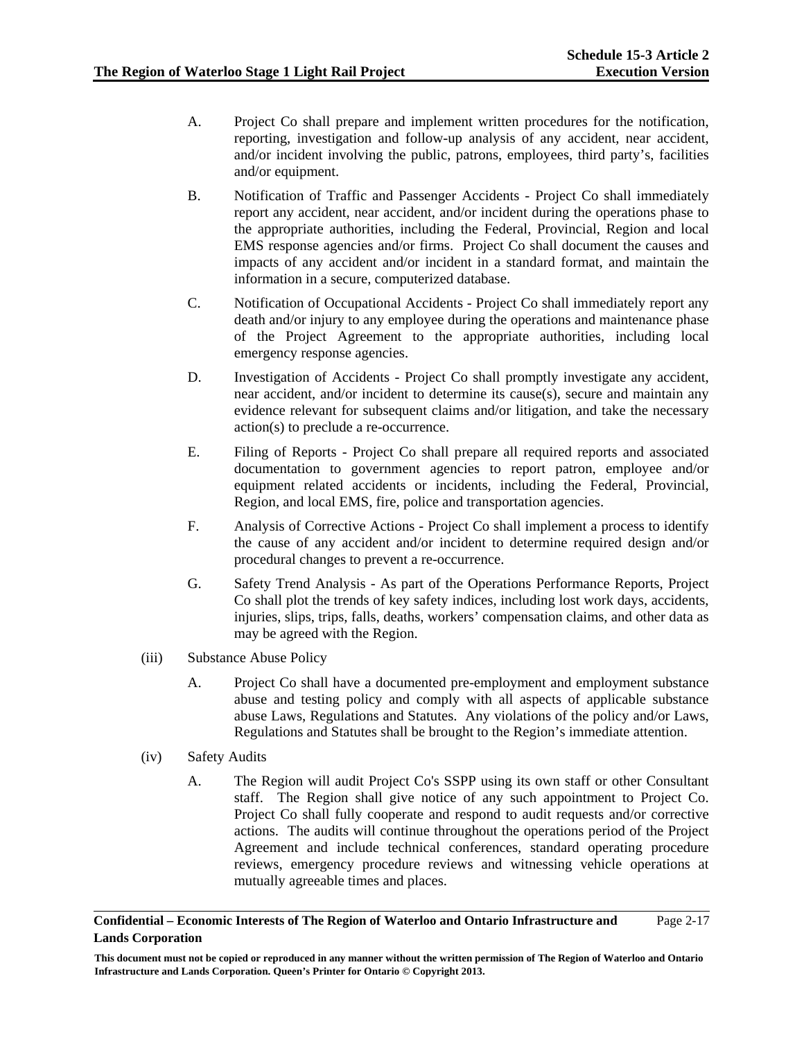A. Project Co shall prepare and implement written procedures for the notification, reporting, investigation and follow-up analysis of any accident, near accident, and/or incident involving the public, patrons, employees, third party's, facilities and/or equipment.

B. Notification of Traffic and Passenger Accidents - Project Co shall immediately report any accident, near accident, and/or incident during the operations phase to the appropriate authorities, including the Federal, Provincial, Region and local EMS response agencies and/or firms. Project Co shall document the causes and impacts of any accident and/or incident in a standard format, and maintain the information in a secure, computerized database.

C. Notification of Occupational Accidents - Project Co shall immediately report any death and/or injury to any employee during the operations and maintenance phase of the Project Agreement to the appropriate authorities, including local emergency response agencies.

D. Investigation of Accidents - Project Co shall promptly investigate any accident, near accident, and/or incident to determine its cause(s), secure and maintain any evidence relevant for subsequent claims and/or litigation, and take the necessary action(s) to preclude a re-occurrence.

E. Filing of Reports - Project Co shall prepare all required reports and associated documentation to government agencies to report patron, employee and/or equipment related accidents or incidents, including the Federal, Provincial, Region, and local EMS, fire, police and transportation agencies.

F. Analysis of Corrective Actions - Project Co shall implement a process to identify the cause of any accident and/or incident to determine required design and/or procedural changes to prevent a re-occurrence.

G. Safety Trend Analysis - As part of the Operations Performance Reports, Project Co shall plot the trends of key safety indices, including lost work days, accidents, injuries, slips, trips, falls, deaths, workers' compensation claims, and other data as may be agreed with the Region.

(iii) Substance Abuse Policy

A. Project Co shall have a documented pre-employment and employment substance abuse and testing policy and comply with all aspects of applicable substance abuse Laws, Regulations and Statutes. Any violations of the policy and/or Laws, Regulations and Statutes shall be brought to the Region's immediate attention.

(iv) Safety Audits

A. The Region will audit Project Co's SSPP using its own staff or other Consultant staff. The Region shall give notice of any such appointment to Project Co. Project Co shall fully cooperate and respond to audit requests and/or corrective actions. The audits will continue throughout the operations period of the Project Agreement and include technical conferences, standard operating procedure reviews, emergency procedure reviews and witnessing vehicle operations at mutually agreeable times and places.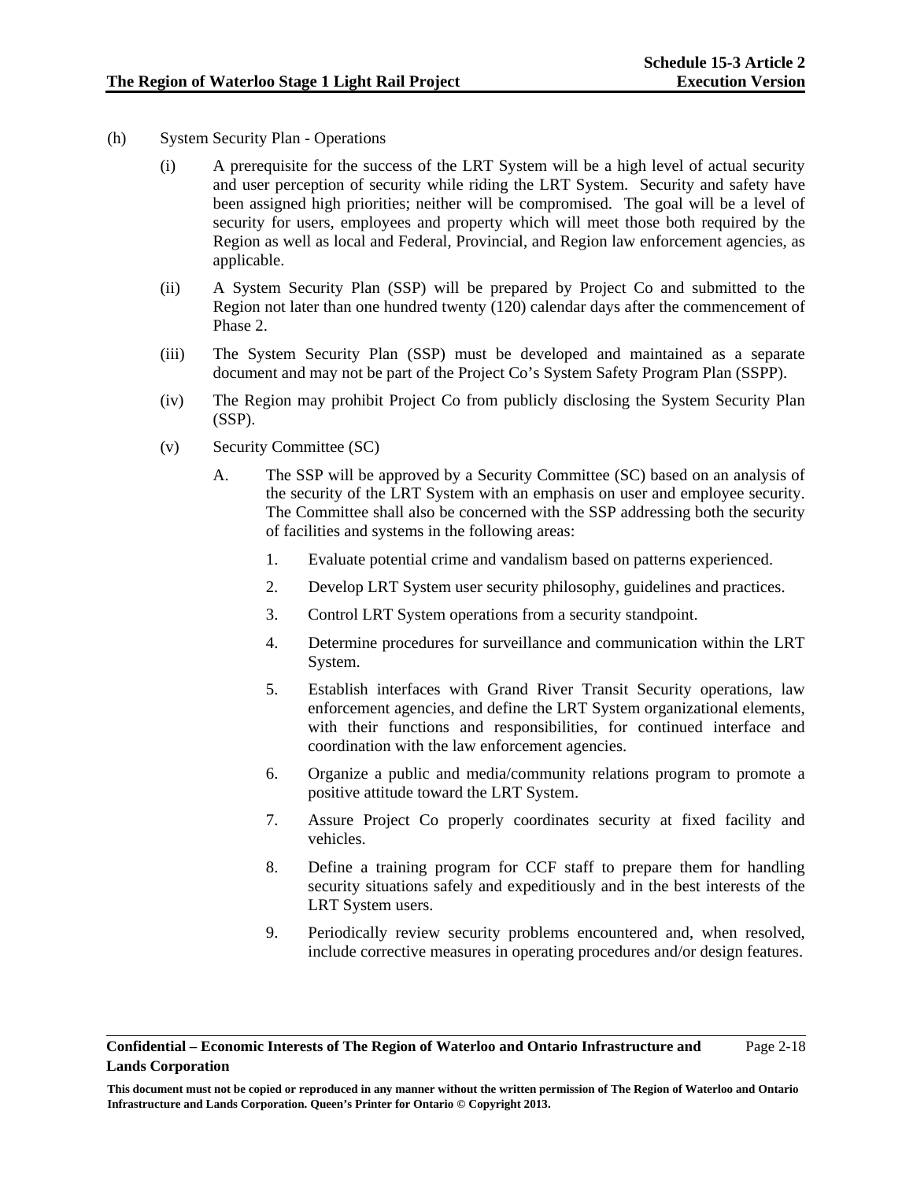(h) System Security Plan - Operations

(i) A prerequisite for the success of the LRT System will be a high level of actual security and user perception of security while riding the LRT System. Security and safety have been assigned high priorities; neither will be compromised. The goal will be a level of security for users, employees and property which will meet those both required by the Region as well as local and Federal, Provincial, and Region law enforcement agencies, as applicable.

(ii) A System Security Plan (SSP) will be prepared by Project Co and submitted to the Region not later than one hundred twenty (120) calendar days after the commencement of Phase 2.

(iii) The System Security Plan (SSP) must be developed and maintained as a separate document and may not be part of the Project Co's System Safety Program Plan (SSPP).

(iv) The Region may prohibit Project Co from publicly disclosing the System Security Plan (SSP).

(v) Security Committee (SC)

A. The SSP will be approved by a Security Committee (SC) based on an analysis of the security of the LRT System with an emphasis on user and employee security. The Committee shall also be concerned with the SSP addressing both the security of facilities and systems in the following areas:

1. Evaluate potential crime and vandalism based on patterns experienced.

2. Develop LRT System user security philosophy, guidelines and practices.

3. Control LRT System operations from a security standpoint.

4. Determine procedures for surveillance and communication within the LRT System.

5. Establish interfaces with Grand River Transit Security operations, law enforcement agencies, and define the LRT System organizational elements, with their functions and responsibilities, for continued interface and coordination with the law enforcement agencies.

6. Organize a public and media/community relations program to promote a positive attitude toward the LRT System.

7. Assure Project Co properly coordinates security at fixed facility and vehicles.

8. Define a training program for CCF staff to prepare them for handling security situations safely and expeditiously and in the best interests of the LRT System users.

9. Periodically review security problems encountered and, when resolved, include corrective measures in operating procedures and/or design features.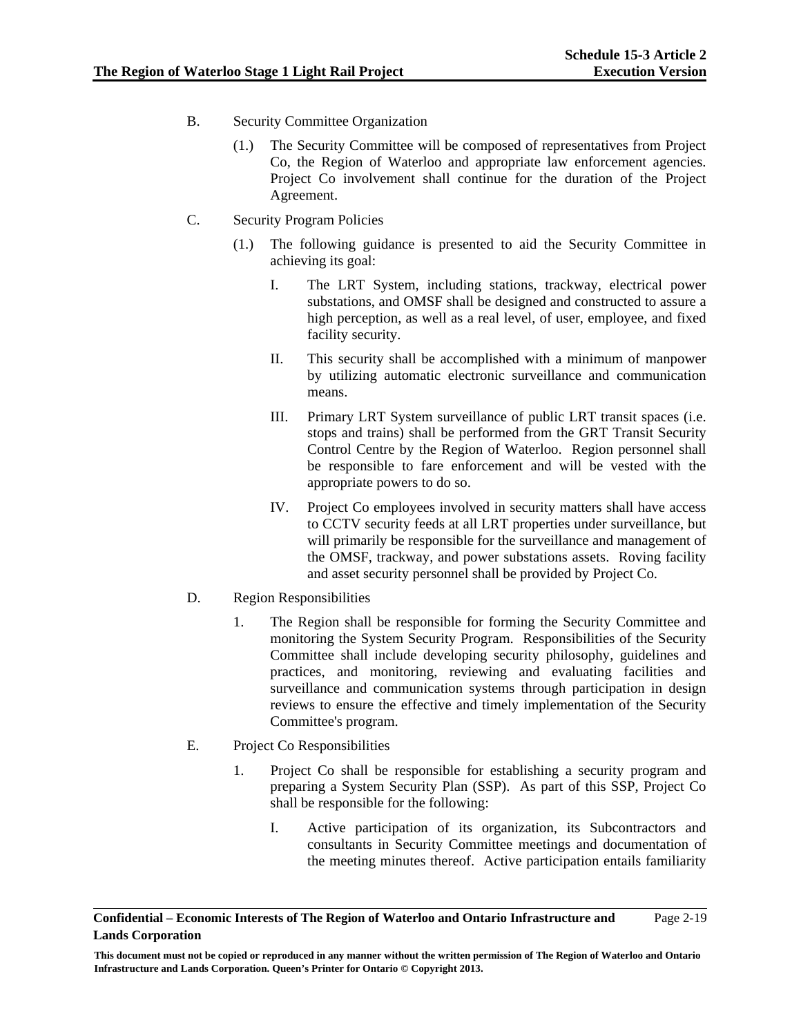B. Security Committee Organization

(1.) The Security Committee will be composed of representatives from Project Co, the Region of Waterloo and appropriate law enforcement agencies. Project Co involvement shall continue for the duration of the Project Agreement.

C. Security Program Policies

(1.) The following guidance is presented to aid the Security Committee in achieving its goal:

I. The LRT System, including stations, trackway, electrical power substations, and OMSF shall be designed and constructed to assure a high perception, as well as a real level, of user, employee, and fixed facility security.

II. This security shall be accomplished with a minimum of manpower by utilizing automatic electronic surveillance and communication means.

III. Primary LRT System surveillance of public LRT transit spaces (i.e. stops and trains) shall be performed from the GRT Transit Security Control Centre by the Region of Waterloo. Region personnel shall be responsible to fare enforcement and will be vested with the appropriate powers to do so.

IV. Project Co employees involved in security matters shall have access to CCTV security feeds at all LRT properties under surveillance, but will primarily be responsible for the surveillance and management of the OMSF, trackway, and power substations assets. Roving facility and asset security personnel shall be provided by Project Co.

D. Region Responsibilities

1. The Region shall be responsible for forming the Security Committee and monitoring the System Security Program. Responsibilities of the Security Committee shall include developing security philosophy, guidelines and practices, and monitoring, reviewing and evaluating facilities and surveillance and communication systems through participation in design reviews to ensure the effective and timely implementation of the Security Committee's program.

E. Project Co Responsibilities

1. Project Co shall be responsible for establishing a security program and preparing a System Security Plan (SSP). As part of this SSP, Project Co shall be responsible for the following:

I. Active participation of its organization, its Subcontractors and consultants in Security Committee meetings and documentation of the meeting minutes thereof. Active participation entails familiarity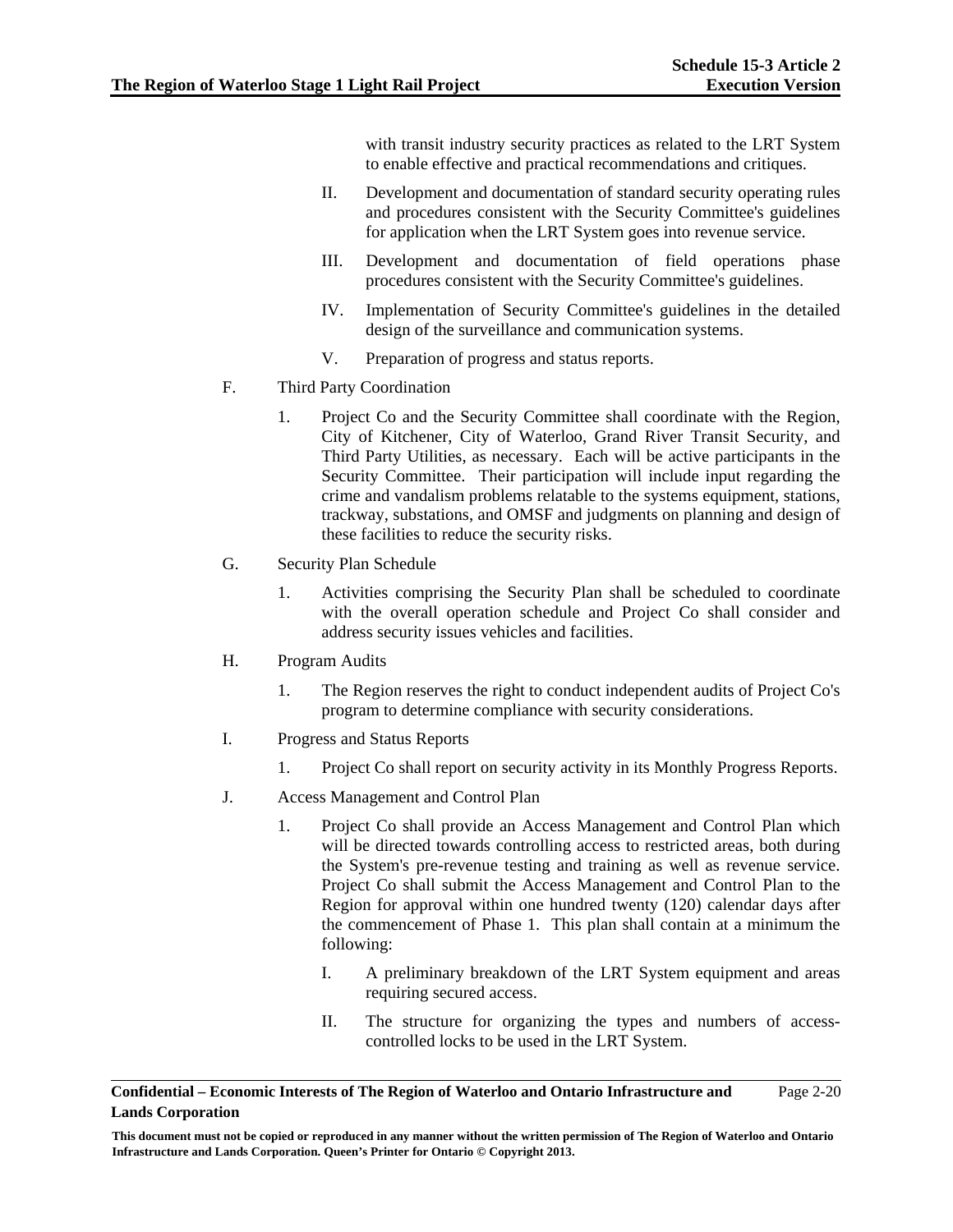with transit industry security practices as related to the LRT System to enable effective and practical recommendations and critiques.

II. Development and documentation of standard security operating rules and procedures consistent with the Security Committee's guidelines for application when the LRT System goes into revenue service.

III. Development and documentation of field operations phase procedures consistent with the Security Committee's guidelines.

IV. Implementation of Security Committee's guidelines in the detailed design of the surveillance and communication systems.

V. Preparation of progress and status reports.

F. Third Party Coordination

1. Project Co and the Security Committee shall coordinate with the Region, City of Kitchener, City of Waterloo, Grand River Transit Security, and Third Party Utilities, as necessary. Each will be active participants in the Security Committee. Their participation will include input regarding the crime and vandalism problems relatable to the systems equipment, stations, trackway, substations, and OMSF and judgments on planning and design of these facilities to reduce the security risks.

G. Security Plan Schedule

1. Activities comprising the Security Plan shall be scheduled to coordinate with the overall operation schedule and Project Co shall consider and address security issues vehicles and facilities.

H. Program Audits

1. The Region reserves the right to conduct independent audits of Project Co's program to determine compliance with security considerations.

I. Progress and Status Reports

1. Project Co shall report on security activity in its Monthly Progress Reports.

J. Access Management and Control Plan

1. Project Co shall provide an Access Management and Control Plan which will be directed towards controlling access to restricted areas, both during the System's pre-revenue testing and training as well as revenue service. Project Co shall submit the Access Management and Control Plan to the Region for approval within one hundred twenty (120) calendar days after the commencement of Phase 1. This plan shall contain at a minimum the following:

I. A preliminary breakdown of the LRT System equipment and areas requiring secured access.

II. The structure for organizing the types and numbers of access-controlled locks to be used in the LRT System.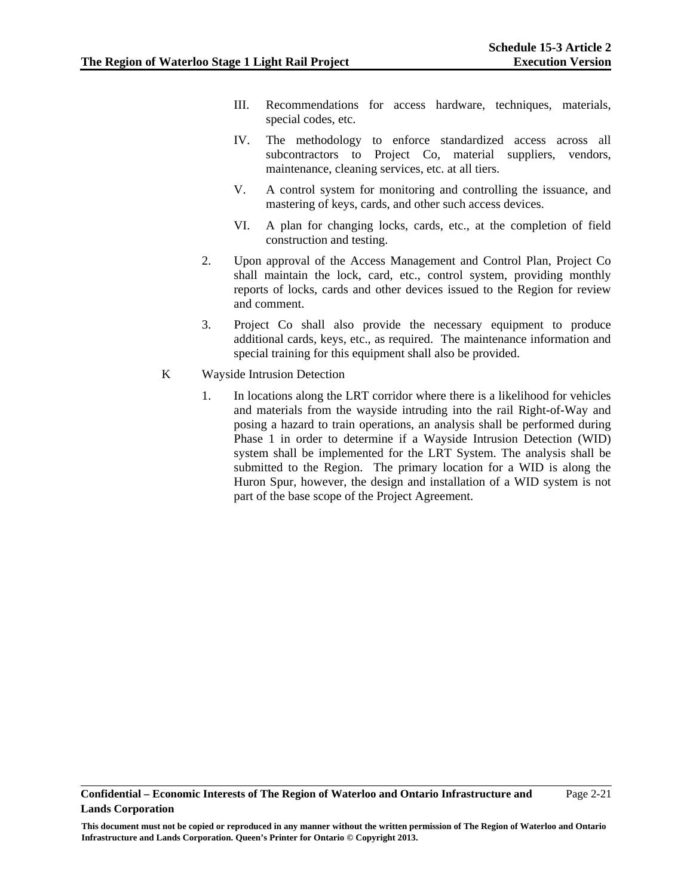III. Recommendations for access hardware, techniques, materials, special codes, etc.

IV. The methodology to enforce standardized access across all subcontractors to Project Co, material suppliers, vendors, maintenance, cleaning services, etc. at all tiers.

V. A control system for monitoring and controlling the issuance, and mastering of keys, cards, and other such access devices.

VI. A plan for changing locks, cards, etc., at the completion of field construction and testing.

2. Upon approval of the Access Management and Control Plan, Project Co shall maintain the lock, card, etc., control system, providing monthly reports of locks, cards and other devices issued to the Region for review and comment.

3. Project Co shall also provide the necessary equipment to produce additional cards, keys, etc., as required. The maintenance information and special training for this equipment shall also be provided.

K Wayside Intrusion Detection

1. In locations along the LRT corridor where there is a likelihood for vehicles and materials from the wayside intruding into the rail Right-of-Way and posing a hazard to train operations, an analysis shall be performed during Phase 1 in order to determine if a Wayside Intrusion Detection (WID) system shall be implemented for the LRT System. The analysis shall be submitted to the Region. The primary location for a WID is along the Huron Spur, however, the design and installation of a WID system is not part of the base scope of the Project Agreement.